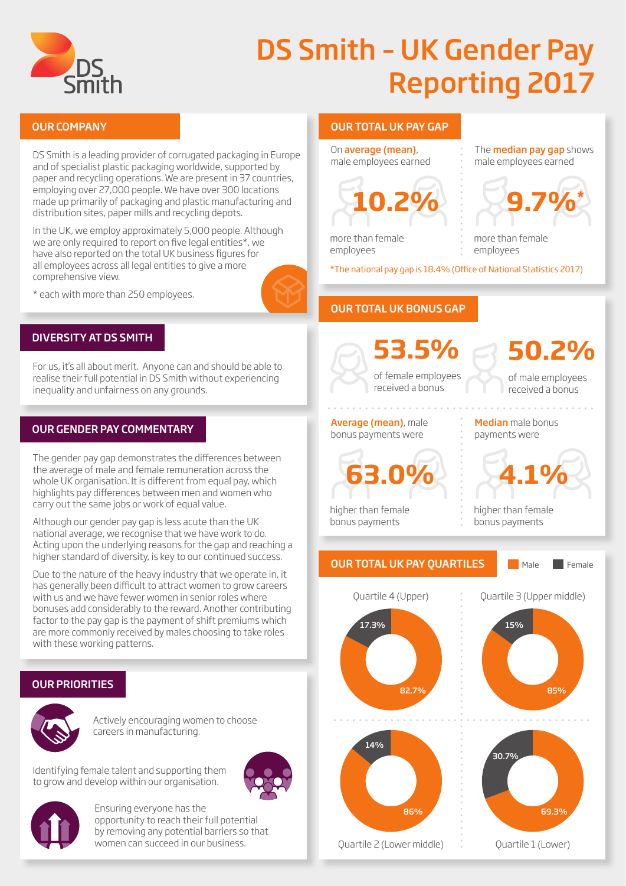# DS Smith – UK Gender Pay Reporting 2017

## OUR COMPANY

DS Smith is a leading provider of corrugated packaging in Europe and of specialist plastic packaging worldwide, supported by paper and recycling operations. We are present in 37 countries, employing over 27,000 people. We have over 300 locations made up primarily of packaging and plastic manufacturing and distribution sites, paper mills and recycling depots.

In the UK, we employ approximately 5,000 people. Although we are only required to report on five legal entities*, we have also reported on the total UK business figures for all employees across all legal entities to give a more comprehensive view.

\* each with more than 250 employees.

## DIVERSITY AT DS SMITH

For us, it's all about merit. Anyone can and should be able to realise their full potential in DS Smith without experiencing inequality and unfairness on any grounds.

## OUR GENDER PAY COMMENTARY

The gender pay gap demonstrates the differences between the average of male and female remuneration across the whole UK organisation. It is different from equal pay, which highlights pay differences between men and women who carry out the same jobs or work of equal value.

Although our gender pay gap is less acute than the UK national average, we recognise that we have work to do. Acting upon the underlying reasons for the gap and reaching a higher standard of diversity, is key to our continued success.

Due to the nature of the heavy industry that we operate in, it has generally been difficult to attract women to grow careers with us and we have fewer women in senior roles where bonuses add considerably to the reward. Another contributing factor to the pay gap is the payment of shift premiums which are more commonly received by males choosing to take roles with these working patterns.

## OUR PRIORITIES

- Actively encouraging women to choose careers in manufacturing.
- Identifying female talent and supporting them to grow and develop within our organisation.
- Ensuring everyone has the opportunity to reach their full potential by removing any potential barriers so that women can succeed in our business.

## OUR TOTAL UK PAY GAP

On **average (mean)**, male employees earned **10.2%** more than female employees

The **median pay gap** shows male employees earned **9.7%*** more than female employees

*The national pay gap is 18.4% (Office of National Statistics 2017)

## OUR TOTAL UK BONUS GAP

**53.5%** of female employees received a bonus

**50.2%** of male employees received a bonus

**Average (mean)**, male bonus payments were **63.0%** higher than female bonus payments

**Median** male bonus payments were **4.1%** higher than female bonus payments

## OUR TOTAL UK PAY QUARTILES

| Quartile | Male | Female |
|---|---|---|
| Quartile 4 (Upper) | 82.7% | 17.3% |
| Quartile 3 (Upper middle) | 85% | 15% |
| Quartile 2 (Lower middle) | 86% | 14% |
| Quartile 1 (Lower) | 69.3% | 30.7% |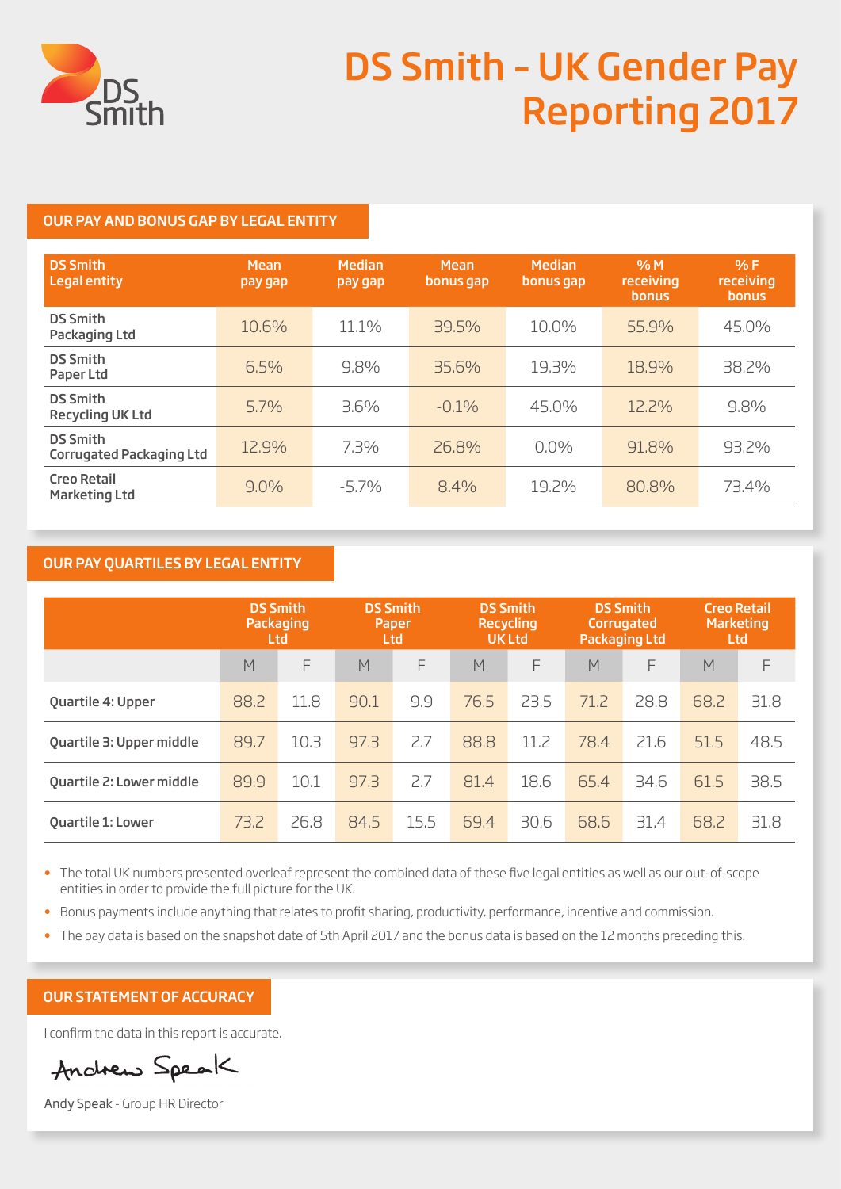# DS Smith – UK Gender Pay Reporting 2017

## OUR PAY AND BONUS GAP BY LEGAL ENTITY

| DS Smith Legal entity | Mean pay gap | Median pay gap | Mean bonus gap | Median bonus gap | % M receiving bonus | % F receiving bonus |
|---|---|---|---|---|---|---|
| DS Smith Packaging Ltd | 10.6% | 11.1% | 39.5% | 10.0% | 55.9% | 45.0% |
| DS Smith Paper Ltd | 6.5% | 9.8% | 35.6% | 19.3% | 18.9% | 38.2% |
| DS Smith Recycling UK Ltd | 5.7% | 3.6% | -0.1% | 45.0% | 12.2% | 9.8% |
| DS Smith Corrugated Packaging Ltd | 12.9% | 7.3% | 26.8% | 0.0% | 91.8% | 93.2% |
| Creo Retail Marketing Ltd | 9.0% | -5.7% | 8.4% | 19.2% | 80.8% | 73.4% |

## OUR PAY QUARTILES BY LEGAL ENTITY

| | DS Smith Packaging Ltd | | DS Smith Paper Ltd | | DS Smith Recycling UK Ltd | | DS Smith Corrugated Packaging Ltd | | Creo Retail Marketing Ltd | |
|---|---|---|---|---|---|---|---|---|---|---|
| | M | F | M | F | M | F | M | F | M | F |
| Quartile 4: Upper | 88.2 | 11.8 | 90.1 | 9.9 | 76.5 | 23.5 | 71.2 | 28.8 | 68.2 | 31.8 |
| Quartile 3: Upper middle | 89.7 | 10.3 | 97.3 | 2.7 | 88.8 | 11.2 | 78.4 | 21.6 | 51.5 | 48.5 |
| Quartile 2: Lower middle | 89.9 | 10.1 | 97.3 | 2.7 | 81.4 | 18.6 | 65.4 | 34.6 | 61.5 | 38.5 |
| Quartile 1: Lower | 73.2 | 26.8 | 84.5 | 15.5 | 69.4 | 30.6 | 68.6 | 31.4 | 68.2 | 31.8 |

- The total UK numbers presented overleaf represent the combined data of these five legal entities as well as our out-of-scope entities in order to provide the full picture for the UK.
- Bonus payments include anything that relates to profit sharing, productivity, performance, incentive and commission.
- The pay data is based on the snapshot date of 5th April 2017 and the bonus data is based on the 12 months preceding this.

## OUR STATEMENT OF ACCURACY

I confirm the data in this report is accurate.

Andrew Speak

Andy Speak - Group HR Director